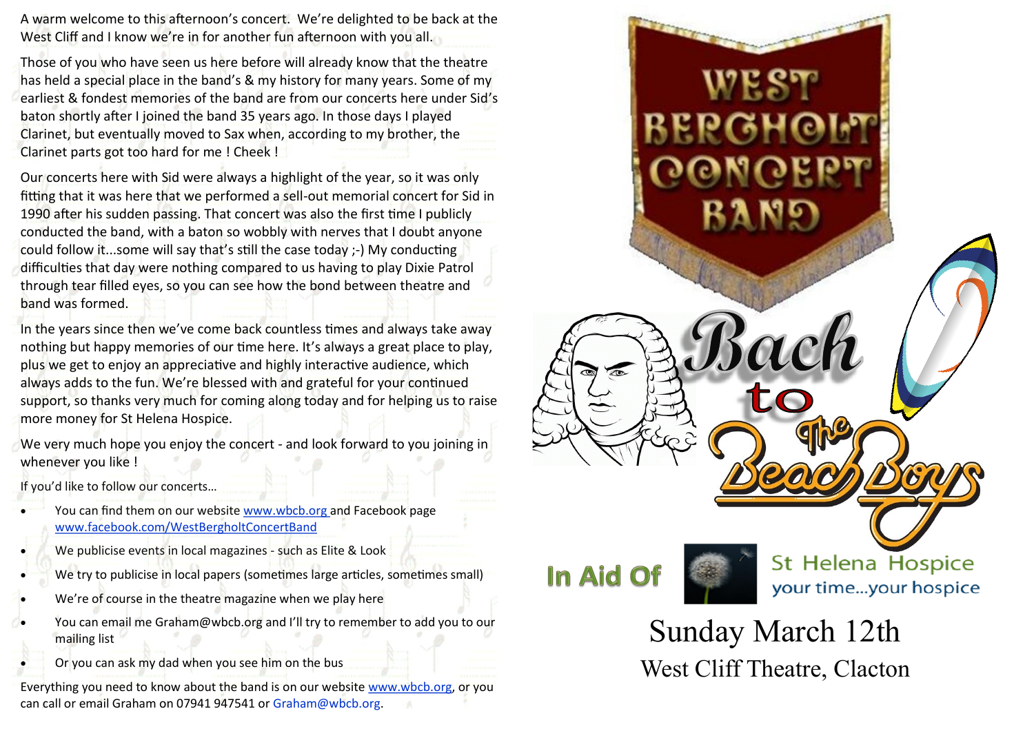A warm welcome to this afternoon's concert. We're delighted to be back at the West Cliff and I know we're in for another fun afternoon with you all.

Those of you who have seen us here before will already know that the theatre has held a special place in the band's & my history for many years. Some of my earliest & fondest memories of the band are from our concerts here under Sid's baton shortly after I joined the band 35 years ago. In those days I played Clarinet, but eventually moved to Sax when, according to my brother, the Clarinet parts got too hard for me ! Cheek !

Our concerts here with Sid were always a highlight of the year, so it was only fitting that it was here that we performed a sell-out memorial concert for Sid in 1990 after his sudden passing. That concert was also the first time I publicly conducted the band, with a baton so wobbly with nerves that I doubt anyone could follow it...some will say that's still the case today ;-) My conducting difficulties that day were nothing compared to us having to play Dixie Patrol through tear filled eyes, so you can see how the bond between theatre and band was formed.

In the years since then we've come back countless times and always take away nothing but happy memories of our time here. It's always a great place to play, plus we get to enjoy an appreciative and highly interactive audience, which always adds to the fun. We're blessed with and grateful for your continued support, so thanks very much for coming along today and for helping us to raise more money for St Helena Hospice.

We very much hope you enjoy the concert - and look forward to you joining in whenever you like !

If you'd like to follow our concerts…

- You can find them on our website www.wbcb.org and Facebook page www.facebook.com/WestBergholtConcertBand
- We publicise events in local magazines - such as Elite & Look
- We try to publicise in local papers (sometimes large articles, sometimes small)
- We're of course in the theatre magazine when we play here
- You can email me Graham@wbcb.org and I'll try to remember to add you to our mailing list
- Or you can ask my dad when you see him on the bus

Everything you need to know about the band is on our website www.wbcb.org, or you can call or email Graham on 07941 947541 or Graham@wbcb.org.

# West Bergholt Concert Band

# Bach to The Beach Boys

In Aid Of St Helena Hospice

your time...your hospice

Sunday March 12th

West Cliff Theatre, Clacton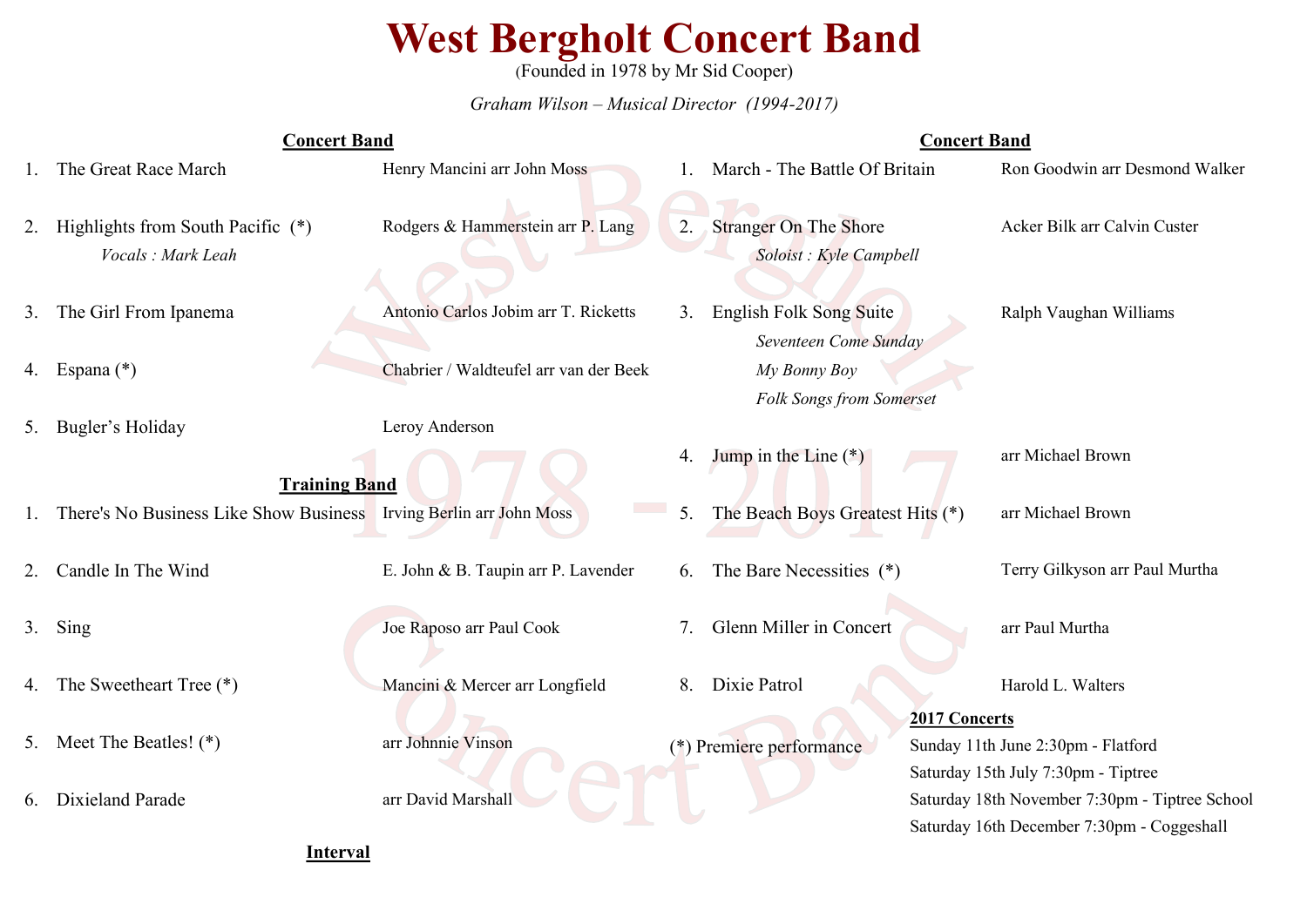# West Bergholt Concert Band

(Founded in 1978 by Mr Sid Cooper)

*Graham Wilson – Musical Director (1994-2017)*

## Concert Band

1. The Great Race March — Henry Mancini arr John Moss
2. Highlights from South Pacific (*) — Rodgers & Hammerstein arr P. Lang
   *Vocals : Mark Leah*
3. The Girl From Ipanema — Antonio Carlos Jobim arr T. Ricketts
4. Espana (*) — Chabrier / Waldteufel arr van der Beek
5. Bugler's Holiday — Leroy Anderson

## Training Band

1. There's No Business Like Show Business — Irving Berlin arr John Moss
2. Candle In The Wind — E. John & B. Taupin arr P. Lavender
3. Sing — Joe Raposo arr Paul Cook
4. The Sweetheart Tree (*) — Mancini & Mercer arr Longfield
5. Meet The Beatles! (*) — arr Johnnie Vinson
6. Dixieland Parade — arr David Marshall

## Interval

## Concert Band

1. March - The Battle Of Britain — Ron Goodwin arr Desmond Walker
2. Stranger On The Shore — Acker Bilk arr Calvin Custer
   *Soloist : Kyle Campbell*
3. English Folk Song Suite — Ralph Vaughan Williams
   *Seventeen Come Sunday*
   *My Bonny Boy*
   *Folk Songs from Somerset*
4. Jump in the Line (*) — arr Michael Brown
5. The Beach Boys Greatest Hits (*) — arr Michael Brown
6. The Bare Necessities (*) — Terry Gilkyson arr Paul Murtha
7. Glenn Miller in Concert — arr Paul Murtha
8. Dixie Patrol — Harold L. Walters

(*) Premiere performance

**2017 Concerts**

Sunday 11th June 2:30pm - Flatford
Saturday 15th July 7:30pm - Tiptree
Saturday 18th November 7:30pm - Tiptree School
Saturday 16th December 7:30pm - Coggeshall